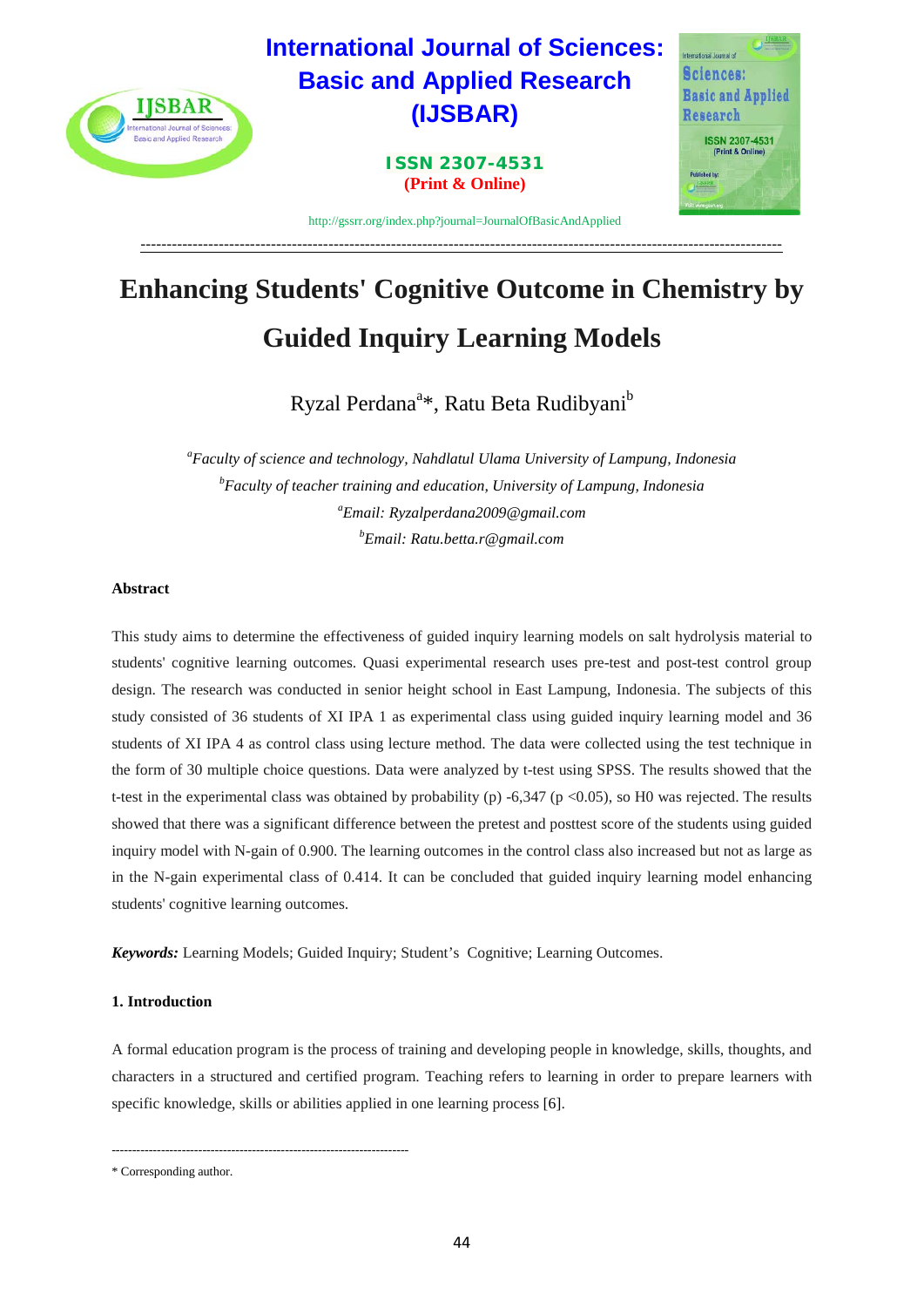# Enhancing Students' Cognitive Outcome in Chemistry by Guided Inquiry Learning Models

Ryzal Perdana[a]*, Ratu Beta Rudibyani[b]

[a]*Faculty of science and technology, Nahdlatul Ulama University of Lampung, Indonesia*
[b]*Faculty of teacher training and education, University of Lampung, Indonesia*
[a]*Email: Ryzalperdana2009@gmail.com*
[b]*Email: Ratu.betta.r@gmail.com*

### Abstract

This study aims to determine the effectiveness of guided inquiry learning models on salt hydrolysis material to students' cognitive learning outcomes. Quasi experimental research uses pre-test and post-test control group design. The research was conducted in senior height school in East Lampung, Indonesia. The subjects of this study consisted of 36 students of XI IPA 1 as experimental class using guided inquiry learning model and 36 students of XI IPA 4 as control class using lecture method. The data were collected using the test technique in the form of 30 multiple choice questions. Data were analyzed by t-test using SPSS. The results showed that the t-test in the experimental class was obtained by probability (p) -6,347 ($p < 0.05$), so H0 was rejected. The results showed that there was a significant difference between the pretest and posttest score of the students using guided inquiry model with N-gain of 0.900. The learning outcomes in the control class also increased but not as large as in the N-gain experimental class of 0.414. It can be concluded that guided inquiry learning model enhancing students' cognitive learning outcomes.

***Keywords:*** Learning Models; Guided Inquiry; Student's Cognitive; Learning Outcomes.

### 1. Introduction

A formal education program is the process of training and developing people in knowledge, skills, thoughts, and characters in a structured and certified program. Teaching refers to learning in order to prepare learners with specific knowledge, skills or abilities applied in one learning process [6].

---

\* Corresponding author.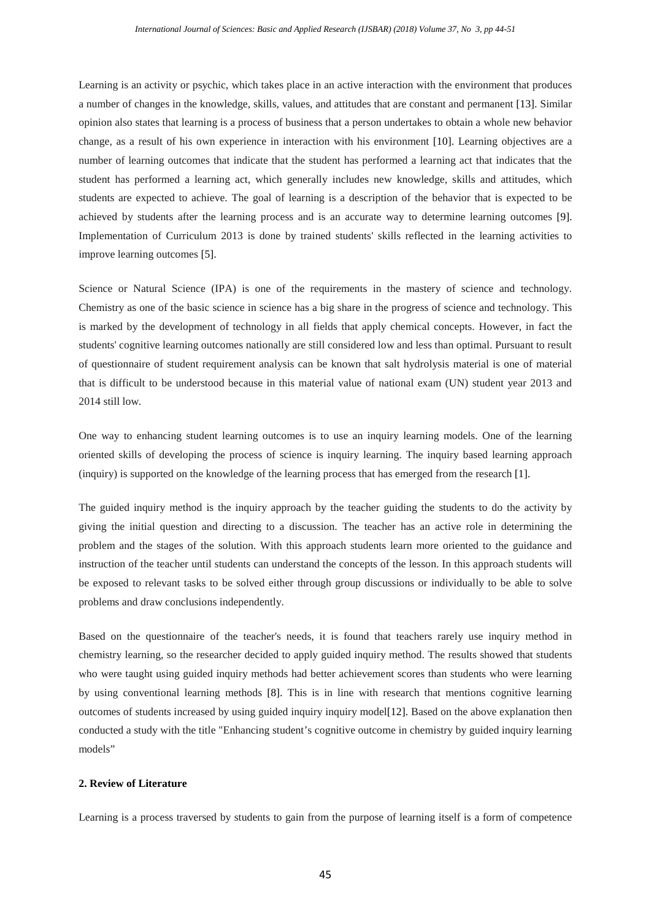Learning is an activity or psychic, which takes place in an active interaction with the environment that produces a number of changes in the knowledge, skills, values, and attitudes that are constant and permanent [13]. Similar opinion also states that learning is a process of business that a person undertakes to obtain a whole new behavior change, as a result of his own experience in interaction with his environment [10]. Learning objectives are a number of learning outcomes that indicate that the student has performed a learning act that indicates that the student has performed a learning act, which generally includes new knowledge, skills and attitudes, which students are expected to achieve. The goal of learning is a description of the behavior that is expected to be achieved by students after the learning process and is an accurate way to determine learning outcomes [9]. Implementation of Curriculum 2013 is done by trained students' skills reflected in the learning activities to improve learning outcomes [5].

Science or Natural Science (IPA) is one of the requirements in the mastery of science and technology. Chemistry as one of the basic science in science has a big share in the progress of science and technology. This is marked by the development of technology in all fields that apply chemical concepts. However, in fact the students' cognitive learning outcomes nationally are still considered low and less than optimal. Pursuant to result of questionnaire of student requirement analysis can be known that salt hydrolysis material is one of material that is difficult to be understood because in this material value of national exam (UN) student year 2013 and 2014 still low.

One way to enhancing student learning outcomes is to use an inquiry learning models. One of the learning oriented skills of developing the process of science is inquiry learning. The inquiry based learning approach (inquiry) is supported on the knowledge of the learning process that has emerged from the research [1].

The guided inquiry method is the inquiry approach by the teacher guiding the students to do the activity by giving the initial question and directing to a discussion. The teacher has an active role in determining the problem and the stages of the solution. With this approach students learn more oriented to the guidance and instruction of the teacher until students can understand the concepts of the lesson. In this approach students will be exposed to relevant tasks to be solved either through group discussions or individually to be able to solve problems and draw conclusions independently.

Based on the questionnaire of the teacher's needs, it is found that teachers rarely use inquiry method in chemistry learning, so the researcher decided to apply guided inquiry method. The results showed that students who were taught using guided inquiry methods had better achievement scores than students who were learning by using conventional learning methods [8]. This is in line with research that mentions cognitive learning outcomes of students increased by using guided inquiry inquiry model[12]. Based on the above explanation then conducted a study with the title "Enhancing student's cognitive outcome in chemistry by guided inquiry learning models"

## 2. Review of Literature

Learning is a process traversed by students to gain from the purpose of learning itself is a form of competence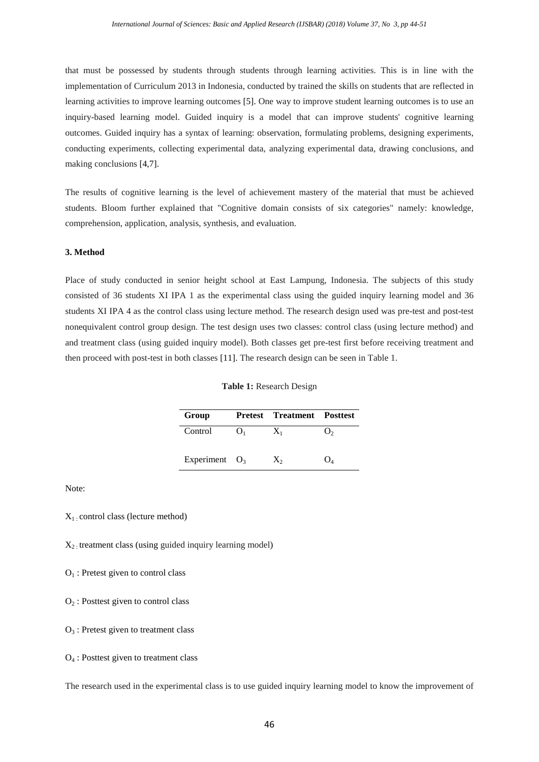that must be possessed by students through students through learning activities. This is in line with the implementation of Curriculum 2013 in Indonesia, conducted by trained the skills on students that are reflected in learning activities to improve learning outcomes [5]. One way to improve student learning outcomes is to use an inquiry-based learning model. Guided inquiry is a model that can improve students' cognitive learning outcomes. Guided inquiry has a syntax of learning: observation, formulating problems, designing experiments, conducting experiments, collecting experimental data, analyzing experimental data, drawing conclusions, and making conclusions [4,7].

The results of cognitive learning is the level of achievement mastery of the material that must be achieved students. Bloom further explained that "Cognitive domain consists of six categories" namely: knowledge, comprehension, application, analysis, synthesis, and evaluation.

### 3. Method

Place of study conducted in senior height school at East Lampung, Indonesia. The subjects of this study consisted of 36 students XI IPA 1 as the experimental class using the guided inquiry learning model and 36 students XI IPA 4 as the control class using lecture method. The research design used was pre-test and post-test nonequivalent control group design. The test design uses two classes: control class (using lecture method) and and treatment class (using guided inquiry model). Both classes get pre-test first before receiving treatment and then proceed with post-test in both classes [11]. The research design can be seen in Table 1.

**Table 1:** Research Design

| Group | Pretest | Treatment | Posttest |
|---|---|---|---|
| Control | $O_1$ | $X_1$ | $O_2$ |
| Experiment | $O_3$ | $X_2$ | $O_4$ |

Note:

$X_1$ : control class (lecture method)

$X_2$ : treatment class (using guided inquiry learning model)

$O_1$ : Pretest given to control class

$O_2$ : Posttest given to control class

$O_3$ : Pretest given to treatment class

$O_4$ : Posttest given to treatment class

The research used in the experimental class is to use guided inquiry learning model to know the improvement of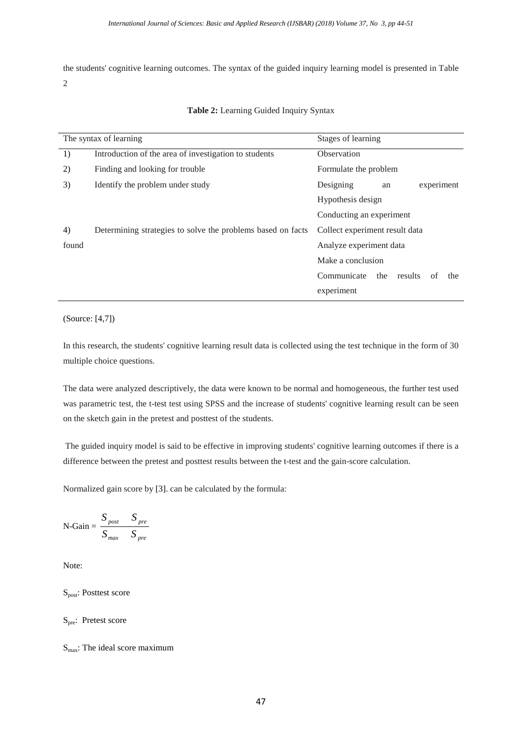the students' cognitive learning outcomes. The syntax of the guided inquiry learning model is presented in Table 2

**Table 2:** Learning Guided Inquiry Syntax

| The syntax of learning | | Stages of learning |
|---|---|---|
| 1) | Introduction of the area of investigation to students | Observation |
| 2) | Finding and looking for trouble | Formulate the problem |
| 3) | Identify the problem under study | Designing an experiment |
| | | Hypothesis design |
| | | Conducting an experiment |
| 4) | Determining strategies to solve the problems based on facts found | Collect experiment result data |
| | | Analyze experiment data |
| | | Make a conclusion |
| | | Communicate the results of the experiment |

(Source: [4,7])

In this research, the students' cognitive learning result data is collected using the test technique in the form of 30 multiple choice questions.

The data were analyzed descriptively, the data were known to be normal and homogeneous, the further test used was parametric test, the t-test test using SPSS and the increase of students' cognitive learning result can be seen on the sketch gain in the pretest and posttest of the students.

The guided inquiry model is said to be effective in improving students' cognitive learning outcomes if there is a difference between the pretest and posttest results between the t-test and the gain-score calculation.

Normalized gain score by [3]. can be calculated by the formula:

$$\text{N-Gain} = \frac{S_{post} \quad S_{pre}}{S_{max} \quad S_{pre}}$$

Note:

$S_{post}$: Posttest score

$S_{pre}$: Pretest score

$S_{max}$: The ideal score maximum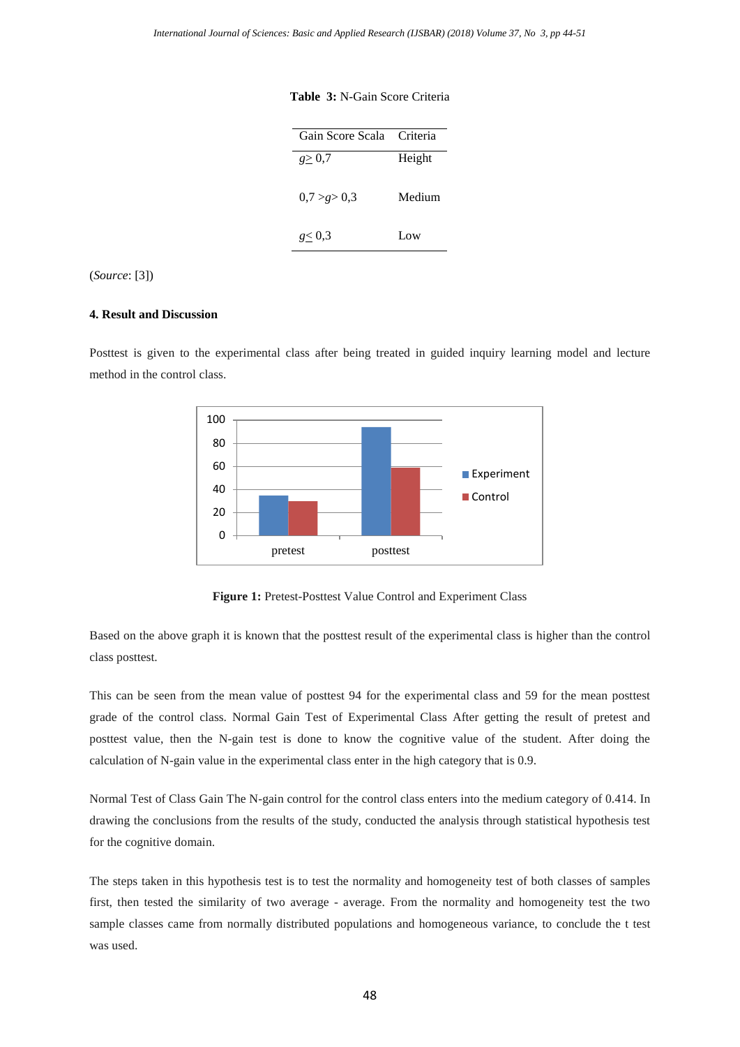**Table 3:** N-Gain Score Criteria

| Gain Score Scala | Criteria |
|---|---|
| $g \geq 0,7$ | Height |
| $0,7 > g > 0,3$ | Medium |
| $g \leq 0,3$ | Low |

(*Source*: [3])

### 4. Result and Discussion

Posttest is given to the experimental class after being treated in guided inquiry learning model and lecture method in the control class.

**Figure 1:** Pretest-Posttest Value Control and Experiment Class

Based on the above graph it is known that the posttest result of the experimental class is higher than the control class posttest.

This can be seen from the mean value of posttest 94 for the experimental class and 59 for the mean posttest grade of the control class. Normal Gain Test of Experimental Class After getting the result of pretest and posttest value, then the N-gain test is done to know the cognitive value of the student. After doing the calculation of N-gain value in the experimental class enter in the high category that is 0.9.

Normal Test of Class Gain The N-gain control for the control class enters into the medium category of 0.414. In drawing the conclusions from the results of the study, conducted the analysis through statistical hypothesis test for the cognitive domain.

The steps taken in this hypothesis test is to test the normality and homogeneity test of both classes of samples first, then tested the similarity of two average - average. From the normality and homogeneity test the two sample classes came from normally distributed populations and homogeneous variance, to conclude the t test was used.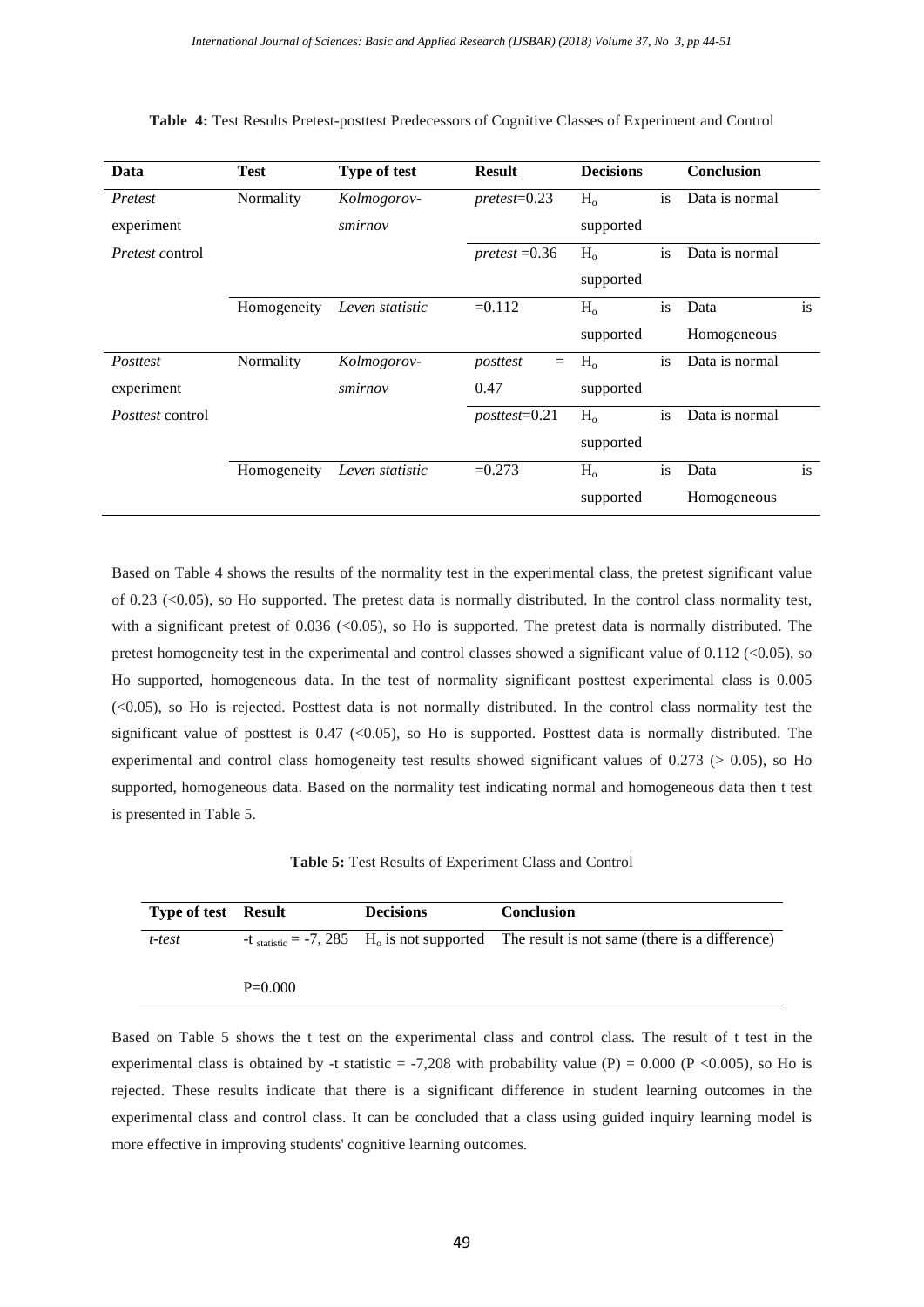**Table 4:** Test Results Pretest-posttest Predecessors of Cognitive Classes of Experiment and Control

| Data | Test | Type of test | Result | Decisions | Conclusion |
|---|---|---|---|---|---|
| *Pretest* experiment | Normality | *Kolmogorov-smirnov* | *pretest*=0.23 | $H_o$ is supported | Data is normal |
| *Pretest* control | | | *pretest* =0.36 | $H_o$ is supported | Data is normal |
| | Homogeneity | *Leven statistic* | =0.112 | $H_o$ is supported | Data is Homogeneous |
| *Posttest* experiment | Normality | *Kolmogorov-smirnov* | *posttest* = 0.47 | $H_o$ is supported | Data is normal |
| *Posttest* control | | | *posttest*=0.21 | $H_o$ is supported | Data is normal |
| | Homogeneity | *Leven statistic* | =0.273 | $H_o$ is supported | Data is Homogeneous |

Based on Table 4 shows the results of the normality test in the experimental class, the pretest significant value of 0.23 (<0.05), so Ho supported. The pretest data is normally distributed. In the control class normality test, with a significant pretest of 0.036 (<0.05), so Ho is supported. The pretest data is normally distributed. The pretest homogeneity test in the experimental and control classes showed a significant value of 0.112 (<0.05), so Ho supported, homogeneous data. In the test of normality significant posttest experimental class is 0.005 (<0.05), so Ho is rejected. Posttest data is not normally distributed. In the control class normality test the significant value of posttest is 0.47 (<0.05), so Ho is supported. Posttest data is normally distributed. The experimental and control class homogeneity test results showed significant values of 0.273 (> 0.05), so Ho supported, homogeneous data. Based on the normality test indicating normal and homogeneous data then t test is presented in Table 5.

**Table 5:** Test Results of Experiment Class and Control

| Type of test | Result | Decisions | Conclusion |
|---|---|---|---|
| *t-test* | $-t_{statistic} = -7, 285$ <br> P=0.000 | $H_o$ is not supported | The result is not same (there is a difference) |

Based on Table 5 shows the t test on the experimental class and control class. The result of t test in the experimental class is obtained by -t statistic = -7,208 with probability value (P) = 0.000 (P <0.005), so Ho is rejected. These results indicate that there is a significant difference in student learning outcomes in the experimental class and control class. It can be concluded that a class using guided inquiry learning model is more effective in improving students' cognitive learning outcomes.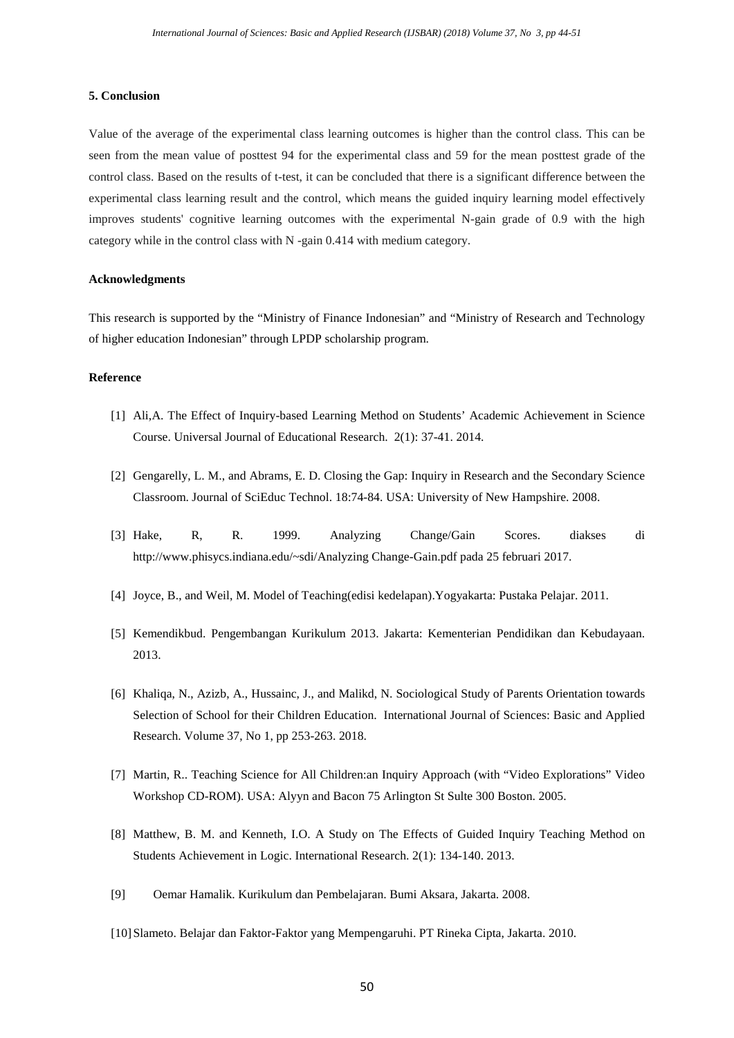## 5. Conclusion

Value of the average of the experimental class learning outcomes is higher than the control class. This can be seen from the mean value of posttest 94 for the experimental class and 59 for the mean posttest grade of the control class. Based on the results of t-test, it can be concluded that there is a significant difference between the experimental class learning result and the control, which means the guided inquiry learning model effectively improves students' cognitive learning outcomes with the experimental N-gain grade of 0.9 with the high category while in the control class with N -gain 0.414 with medium category.

## Acknowledgments

This research is supported by the "Ministry of Finance Indonesian" and "Ministry of Research and Technology of higher education Indonesian" through LPDP scholarship program.

## Reference

[1] Ali,A. The Effect of Inquiry-based Learning Method on Students' Academic Achievement in Science Course. Universal Journal of Educational Research. 2(1): 37-41. 2014.

[2] Gengarelly, L. M., and Abrams, E. D. Closing the Gap: Inquiry in Research and the Secondary Science Classroom. Journal of SciEduc Technol. 18:74-84. USA: University of New Hampshire. 2008.

[3] Hake, R, R. 1999. Analyzing Change/Gain Scores. diakses di http://www.phisycs.indiana.edu/~sdi/Analyzing Change-Gain.pdf pada 25 februari 2017.

[4] Joyce, B., and Weil, M. Model of Teaching(edisi kedelapan).Yogyakarta: Pustaka Pelajar. 2011.

[5] Kemendikbud. Pengembangan Kurikulum 2013. Jakarta: Kementerian Pendidikan dan Kebudayaan. 2013.

[6] Khaliqa, N., Azizb, A., Hussainc, J., and Malikd, N. Sociological Study of Parents Orientation towards Selection of School for their Children Education. International Journal of Sciences: Basic and Applied Research. Volume 37, No 1, pp 253-263. 2018.

[7] Martin, R.. Teaching Science for All Children:an Inquiry Approach (with "Video Explorations" Video Workshop CD-ROM). USA: Alyyn and Bacon 75 Arlington St Sulte 300 Boston. 2005.

[8] Matthew, B. M. and Kenneth, I.O. A Study on The Effects of Guided Inquiry Teaching Method on Students Achievement in Logic. International Research. 2(1): 134-140. 2013.

[9] Oemar Hamalik. Kurikulum dan Pembelajaran. Bumi Aksara, Jakarta. 2008.

[10] Slameto. Belajar dan Faktor-Faktor yang Mempengaruhi. PT Rineka Cipta, Jakarta. 2010.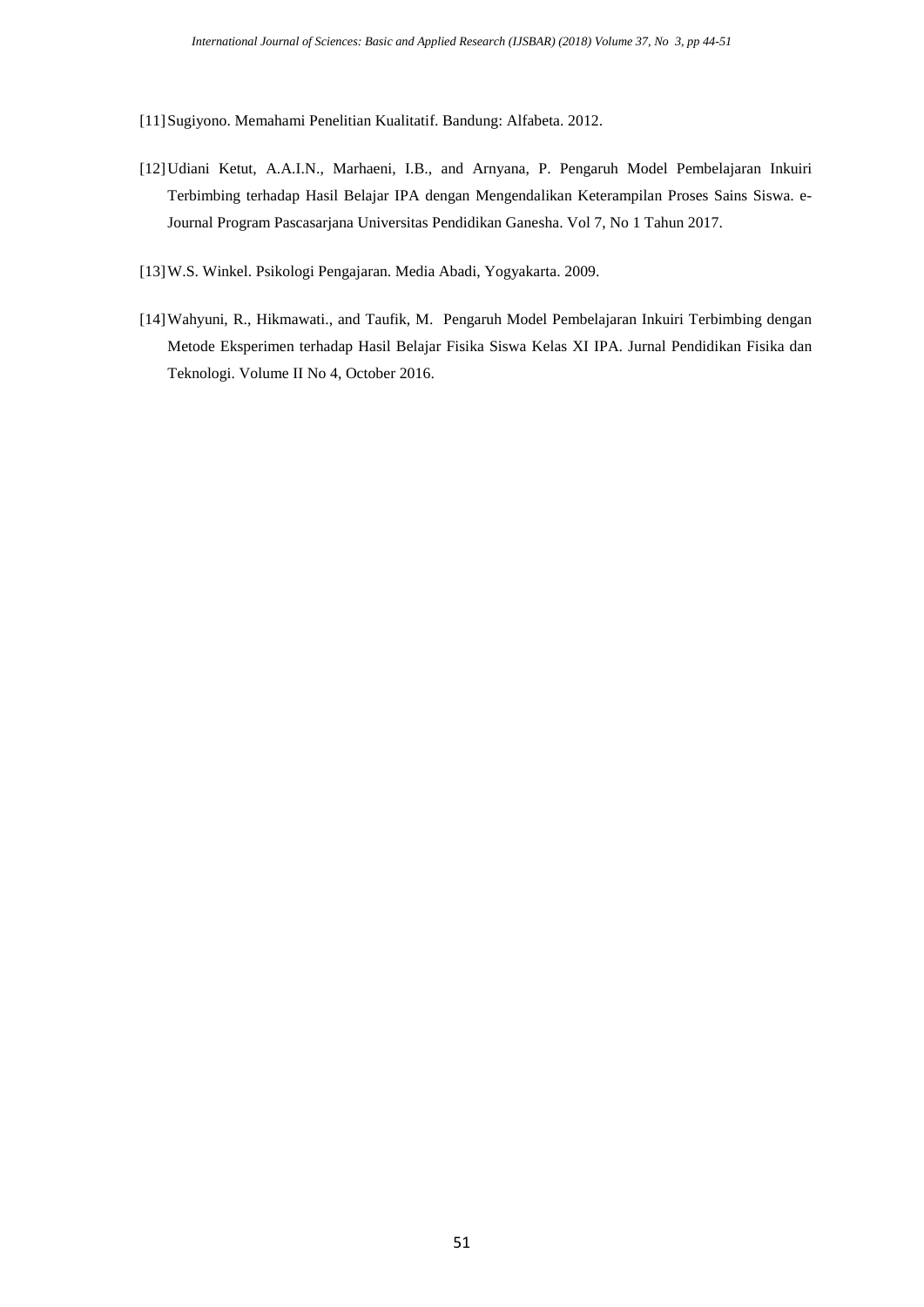[11] Sugiyono. Memahami Penelitian Kualitatif. Bandung: Alfabeta. 2012.

[12] Udiani Ketut, A.A.I.N., Marhaeni, I.B., and Arnyana, P. Pengaruh Model Pembelajaran Inkuiri Terbimbing terhadap Hasil Belajar IPA dengan Mengendalikan Keterampilan Proses Sains Siswa. e-Journal Program Pascasarjana Universitas Pendidikan Ganesha. Vol 7, No 1 Tahun 2017.

[13] W.S. Winkel. Psikologi Pengajaran. Media Abadi, Yogyakarta. 2009.

[14] Wahyuni, R., Hikmawati., and Taufik, M. Pengaruh Model Pembelajaran Inkuiri Terbimbing dengan Metode Eksperimen terhadap Hasil Belajar Fisika Siswa Kelas XI IPA. Jurnal Pendidikan Fisika dan Teknologi. Volume II No 4, October 2016.